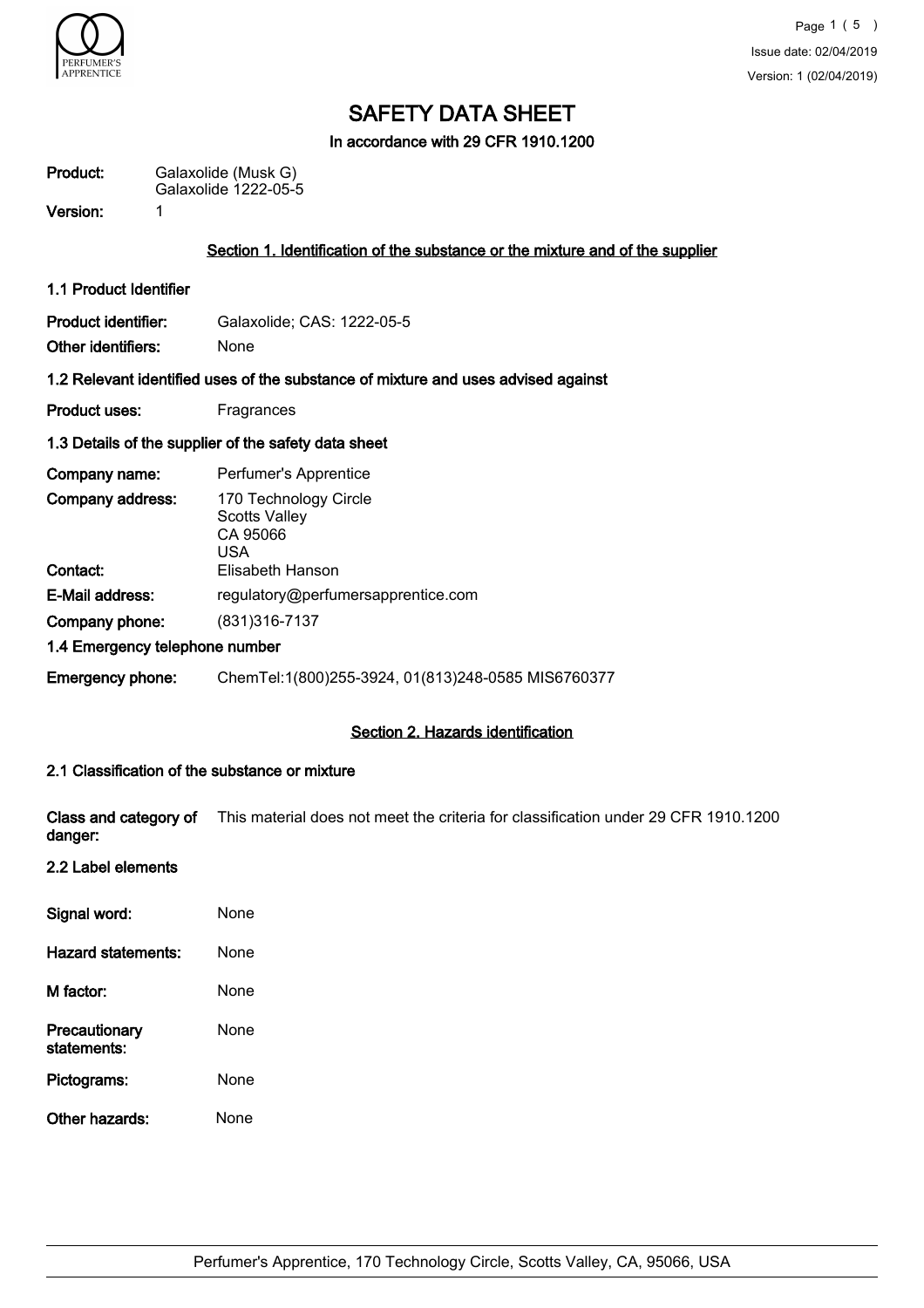# SAFETY DATA SHEET

**In accordance with 29 CFR 1910.1200**

**Product:** Galaxolide (Musk G)
Galaxolide 1222-05-5

**Version:** 1

## Section 1. Identification of the substance or the mixture and of the supplier

### 1.1 Product Identifier

**Product identifier:** Galaxolide; CAS: 1222-05-5

**Other identifiers:** None

### 1.2 Relevant identified uses of the substance of mixture and uses advised against

**Product uses:** Fragrances

### 1.3 Details of the supplier of the safety data sheet

**Company name:** Perfumer's Apprentice

**Company address:** 170 Technology Circle
Scotts Valley
CA 95066
USA

**Contact:** Elisabeth Hanson

**E-Mail address:** regulatory@perfumersapprentice.com

**Company phone:** (831)316-7137

### 1.4 Emergency telephone number

**Emergency phone:** ChemTel:1(800)255-3924, 01(813)248-0585 MIS6760377

## Section 2. Hazards identification

### 2.1 Classification of the substance or mixture

**Class and category of danger:** This material does not meet the criteria for classification under 29 CFR 1910.1200

### 2.2 Label elements

**Signal word:** None

**Hazard statements:** None

**M factor:** None

**Precautionary statements:** None

**Pictograms:** None

**Other hazards:** None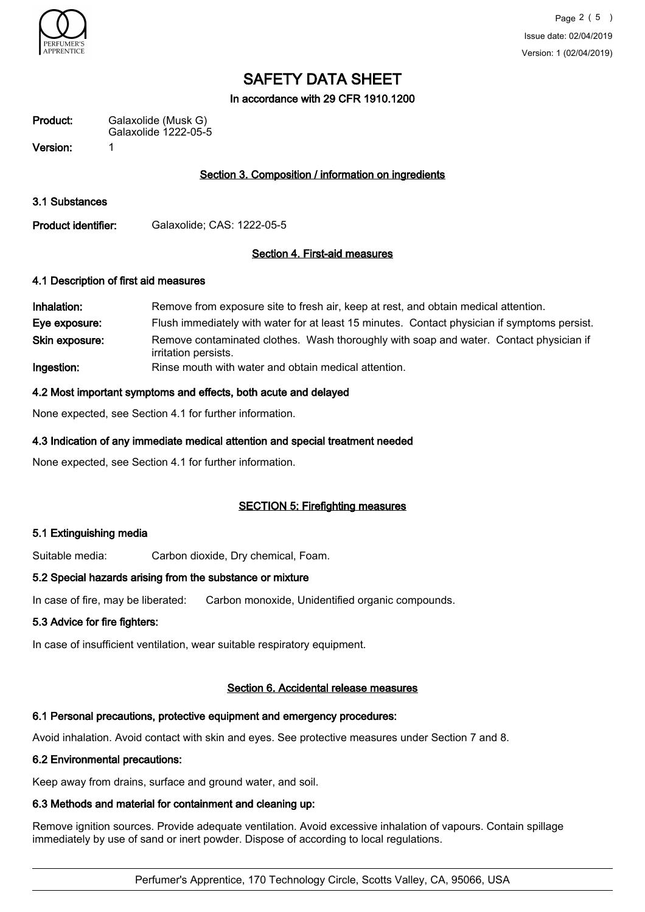# SAFETY DATA SHEET

In accordance with 29 CFR 1910.1200

**Product:** Galaxolide (Musk G)
Galaxolide 1222-05-5

**Version:** 1

## Section 3. Composition / information on ingredients

### 3.1 Substances

**Product identifier:** Galaxolide; CAS: 1222-05-5

## Section 4. First-aid measures

### 4.1 Description of first aid measures

**Inhalation:** Remove from exposure site to fresh air, keep at rest, and obtain medical attention.

**Eye exposure:** Flush immediately with water for at least 15 minutes. Contact physician if symptoms persist.

**Skin exposure:** Remove contaminated clothes. Wash thoroughly with soap and water. Contact physician if irritation persists.

**Ingestion:** Rinse mouth with water and obtain medical attention.

### 4.2 Most important symptoms and effects, both acute and delayed

None expected, see Section 4.1 for further information.

### 4.3 Indication of any immediate medical attention and special treatment needed

None expected, see Section 4.1 for further information.

## SECTION 5: Firefighting measures

### 5.1 Extinguishing media

Suitable media: Carbon dioxide, Dry chemical, Foam.

### 5.2 Special hazards arising from the substance or mixture

In case of fire, may be liberated: Carbon monoxide, Unidentified organic compounds.

### 5.3 Advice for fire fighters:

In case of insufficient ventilation, wear suitable respiratory equipment.

## Section 6. Accidental release measures

### 6.1 Personal precautions, protective equipment and emergency procedures:

Avoid inhalation. Avoid contact with skin and eyes. See protective measures under Section 7 and 8.

### 6.2 Environmental precautions:

Keep away from drains, surface and ground water, and soil.

### 6.3 Methods and material for containment and cleaning up:

Remove ignition sources. Provide adequate ventilation. Avoid excessive inhalation of vapours. Contain spillage immediately by use of sand or inert powder. Dispose of according to local regulations.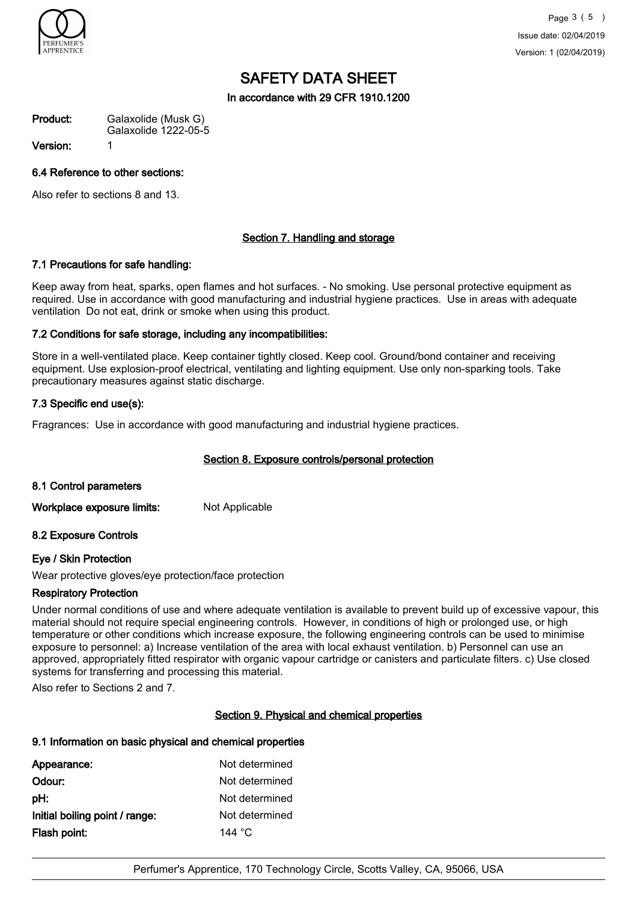# SAFETY DATA SHEET

In accordance with 29 CFR 1910.1200

**Product:** Galaxolide (Musk G)
Galaxolide 1222-05-5

**Version:** 1

### 6.4 Reference to other sections:

Also refer to sections 8 and 13.

## Section 7. Handling and storage

### 7.1 Precautions for safe handling:

Keep away from heat, sparks, open flames and hot surfaces. - No smoking. Use personal protective equipment as required. Use in accordance with good manufacturing and industrial hygiene practices. Use in areas with adequate ventilation Do not eat, drink or smoke when using this product.

### 7.2 Conditions for safe storage, including any incompatibilities:

Store in a well-ventilated place. Keep container tightly closed. Keep cool. Ground/bond container and receiving equipment. Use explosion-proof electrical, ventilating and lighting equipment. Use only non-sparking tools. Take precautionary measures against static discharge.

### 7.3 Specific end use(s):

Fragrances: Use in accordance with good manufacturing and industrial hygiene practices.

## Section 8. Exposure controls/personal protection

### 8.1 Control parameters

**Workplace exposure limits:** Not Applicable

### 8.2 Exposure Controls

**Eye / Skin Protection**

Wear protective gloves/eye protection/face protection

**Respiratory Protection**

Under normal conditions of use and where adequate ventilation is available to prevent build up of excessive vapour, this material should not require special engineering controls. However, in conditions of high or prolonged use, or high temperature or other conditions which increase exposure, the following engineering controls can be used to minimise exposure to personnel: a) Increase ventilation of the area with local exhaust ventilation. b) Personnel can use an approved, appropriately fitted respirator with organic vapour cartridge or canisters and particulate filters. c) Use closed systems for transferring and processing this material.

Also refer to Sections 2 and 7.

## Section 9. Physical and chemical properties

### 9.1 Information on basic physical and chemical properties

| | |
|---|---|
| **Appearance:** | Not determined |
| **Odour:** | Not determined |
| **pH:** | Not determined |
| **Initial boiling point / range:** | Not determined |
| **Flash point:** | 144 °C |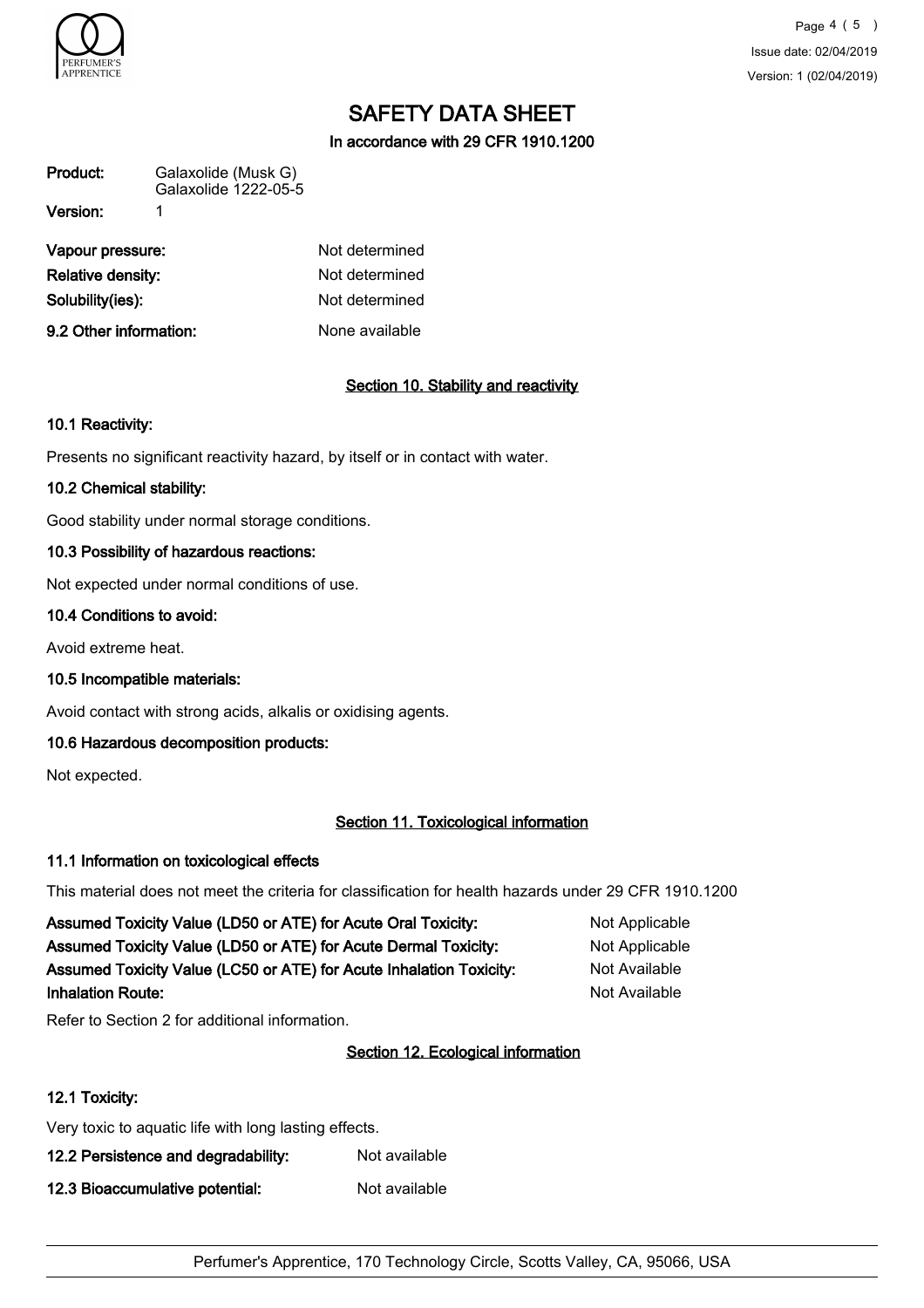# SAFETY DATA SHEET

**In accordance with 29 CFR 1910.1200**

| | |
|---|---|
| **Product:** | Galaxolide (Musk G) Galaxolide 1222-05-5 |
| **Version:** | 1 |

| | |
|---|---|
| **Vapour pressure:** | Not determined |
| **Relative density:** | Not determined |
| **Solubility(ies):** | Not determined |
| **9.2 Other information:** | None available |

## Section 10. Stability and reactivity

### 10.1 Reactivity:

Presents no significant reactivity hazard, by itself or in contact with water.

### 10.2 Chemical stability:

Good stability under normal storage conditions.

### 10.3 Possibility of hazardous reactions:

Not expected under normal conditions of use.

### 10.4 Conditions to avoid:

Avoid extreme heat.

### 10.5 Incompatible materials:

Avoid contact with strong acids, alkalis or oxidising agents.

### 10.6 Hazardous decomposition products:

Not expected.

## Section 11. Toxicological information

### 11.1 Information on toxicological effects

This material does not meet the criteria for classification for health hazards under 29 CFR 1910.1200

| | |
|---|---|
| **Assumed Toxicity Value (LD50 or ATE) for Acute Oral Toxicity:** | Not Applicable |
| **Assumed Toxicity Value (LD50 or ATE) for Acute Dermal Toxicity:** | Not Applicable |
| **Assumed Toxicity Value (LC50 or ATE) for Acute Inhalation Toxicity:** | Not Available |
| **Inhalation Route:** | Not Available |

Refer to Section 2 for additional information.

## Section 12. Ecological information

### 12.1 Toxicity:

Very toxic to aquatic life with long lasting effects.

| | |
|---|---|
| **12.2 Persistence and degradability:** | Not available |
| **12.3 Bioaccumulative potential:** | Not available |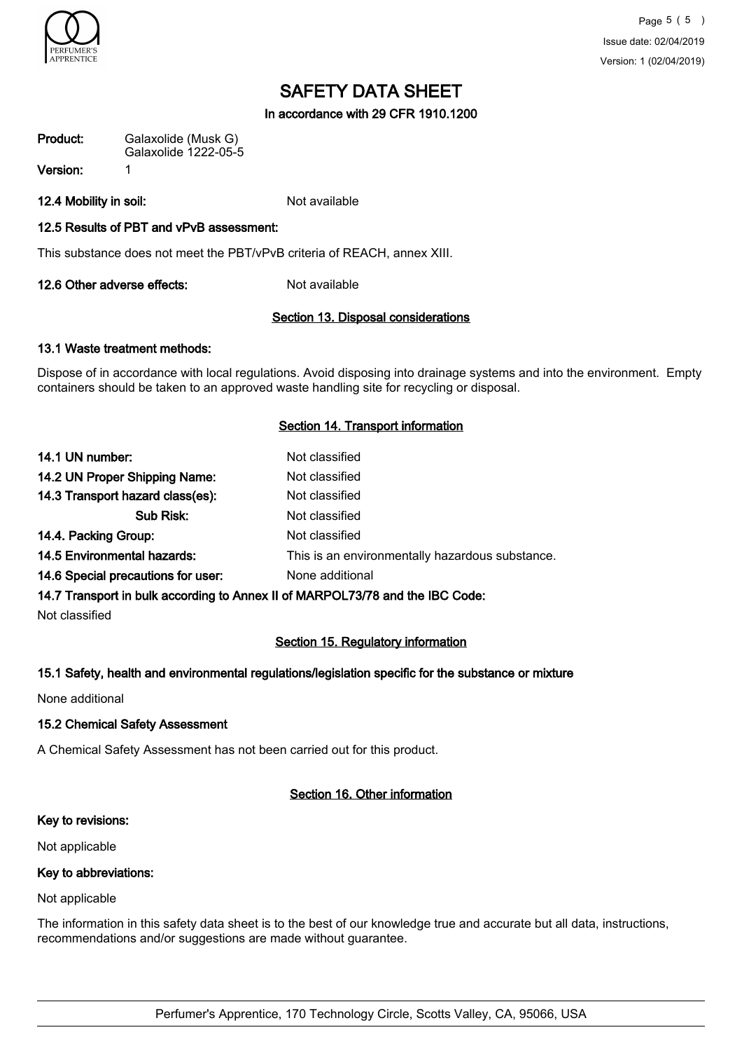# SAFETY DATA SHEET

In accordance with 29 CFR 1910.1200

**Product:** Galaxolide (Musk G)
Galaxolide 1222-05-5

**Version:** 1

**12.4 Mobility in soil:** Not available

**12.5 Results of PBT and vPvB assessment:**

This substance does not meet the PBT/vPvB criteria of REACH, annex XIII.

**12.6 Other adverse effects:** Not available

## Section 13. Disposal considerations

**13.1 Waste treatment methods:**

Dispose of in accordance with local regulations. Avoid disposing into drainage systems and into the environment. Empty containers should be taken to an approved waste handling site for recycling or disposal.

## Section 14. Transport information

| | |
|---|---|
| **14.1 UN number:** | Not classified |
| **14.2 UN Proper Shipping Name:** | Not classified |
| **14.3 Transport hazard class(es):** | Not classified |
| **Sub Risk:** | Not classified |
| **14.4. Packing Group:** | Not classified |
| **14.5 Environmental hazards:** | This is an environmentally hazardous substance. |
| **14.6 Special precautions for user:** | None additional |

**14.7 Transport in bulk according to Annex II of MARPOL73/78 and the IBC Code:**

Not classified

## Section 15. Regulatory information

**15.1 Safety, health and environmental regulations/legislation specific for the substance or mixture**

None additional

**15.2 Chemical Safety Assessment**

A Chemical Safety Assessment has not been carried out for this product.

## Section 16. Other information

**Key to revisions:**

Not applicable

**Key to abbreviations:**

Not applicable

The information in this safety data sheet is to the best of our knowledge true and accurate but all data, instructions, recommendations and/or suggestions are made without guarantee.